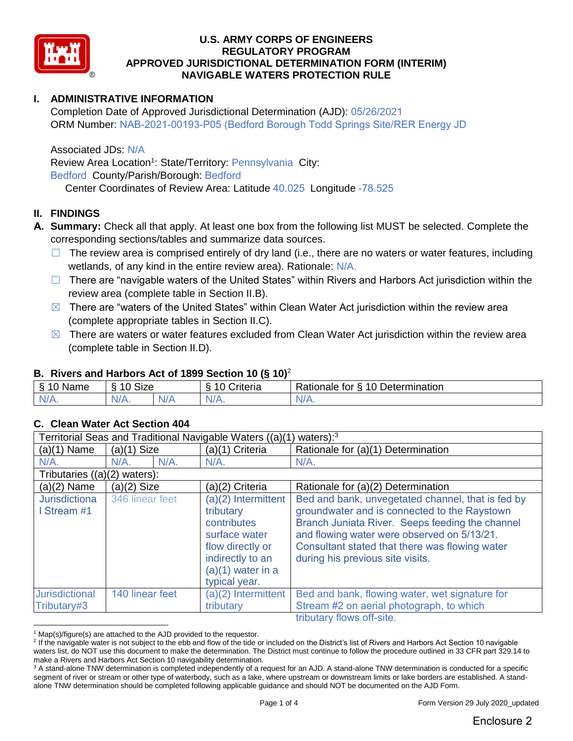# U.S. ARMY CORPS OF ENGINEERS
# REGULATORY PROGRAM
# APPROVED JURISDICTIONAL DETERMINATION FORM (INTERIM)
# NAVIGABLE WATERS PROTECTION RULE

## I. ADMINISTRATIVE INFORMATION

Completion Date of Approved Jurisdictional Determination (AJD): 05/26/2021
ORM Number: NAB-2021-00193-P05 (Bedford Borough Todd Springs Site/RER Energy JD

Associated JDs: N/A
Review Area Location[1]: State/Territory: Pennsylvania City: Bedford County/Parish/Borough: Bedford
Center Coordinates of Review Area: Latitude 40.025 Longitude -78.525

## II. FINDINGS

**A. Summary:** Check all that apply. At least one box from the following list MUST be selected. Complete the corresponding sections/tables and summarize data sources.

- ☐ The review area is comprised entirely of dry land (i.e., there are no waters or water features, including wetlands, of any kind in the entire review area). Rationale: N/A.
- ☐ There are "navigable waters of the United States" within Rivers and Harbors Act jurisdiction within the review area (complete table in Section II.B).
- ☒ There are "waters of the United States" within Clean Water Act jurisdiction within the review area (complete appropriate tables in Section II.C).
- ☒ There are waters or water features excluded from Clean Water Act jurisdiction within the review area (complete table in Section II.D).

### B. Rivers and Harbors Act of 1899 Section 10 (§ 10)[2]

| § 10 Name | § 10 Size | | § 10 Criteria | Rationale for § 10 Determination |
|---|---|---|---|---|
| N/A. | N/A. | N/A | N/A. | N/A. |

### C. Clean Water Act Section 404

| Territorial Seas and Traditional Navigable Waters ((a)(1) waters):[3] | | | | |
|---|---|---|---|---|
| (a)(1) Name | (a)(1) Size | | (a)(1) Criteria | Rationale for (a)(1) Determination |
| N/A. | N/A. | N/A. | N/A. | N/A. |
| Tributaries ((a)(2) waters): | | | | |
| (a)(2) Name | (a)(2) Size | | (a)(2) Criteria | Rationale for (a)(2) Determination |
| Jurisdictional Stream #1 | 346 linear feet | | (a)(2) Intermittent tributary contributes surface water flow directly or indirectly to an (a)(1) water in a typical year. | Bed and bank, unvegetated channel, that is fed by groundwater and is connected to the Raystown Branch Juniata River. Seeps feeding the channel and flowing water were observed on 5/13/21. Consultant stated that there was flowing water during his previous site visits. |
| Jurisdictional Tributary#3 | 140 linear feet | | (a)(2) Intermittent tributary | Bed and bank, flowing water, wet signature for Stream #2 on aerial photograph, to which tributary flows off-site. |

[1] Map(s)/figure(s) are attached to the AJD provided to the requestor.
[2] If the navigable water is not subject to the ebb and flow of the tide or included on the District's list of Rivers and Harbors Act Section 10 navigable waters list, do NOT use this document to make the determination. The District must continue to follow the procedure outlined in 33 CFR part 329.14 to make a Rivers and Harbors Act Section 10 navigability determination.
[3] A stand-alone TNW determination is completed independently of a request for an AJD. A stand-alone TNW determination is conducted for a specific segment of river or stream or other type of waterbody, such as a lake, where upstream or downstream limits or lake borders are established. A stand-alone TNW determination should be completed following applicable guidance and should NOT be documented on the AJD Form.

Enclosure 2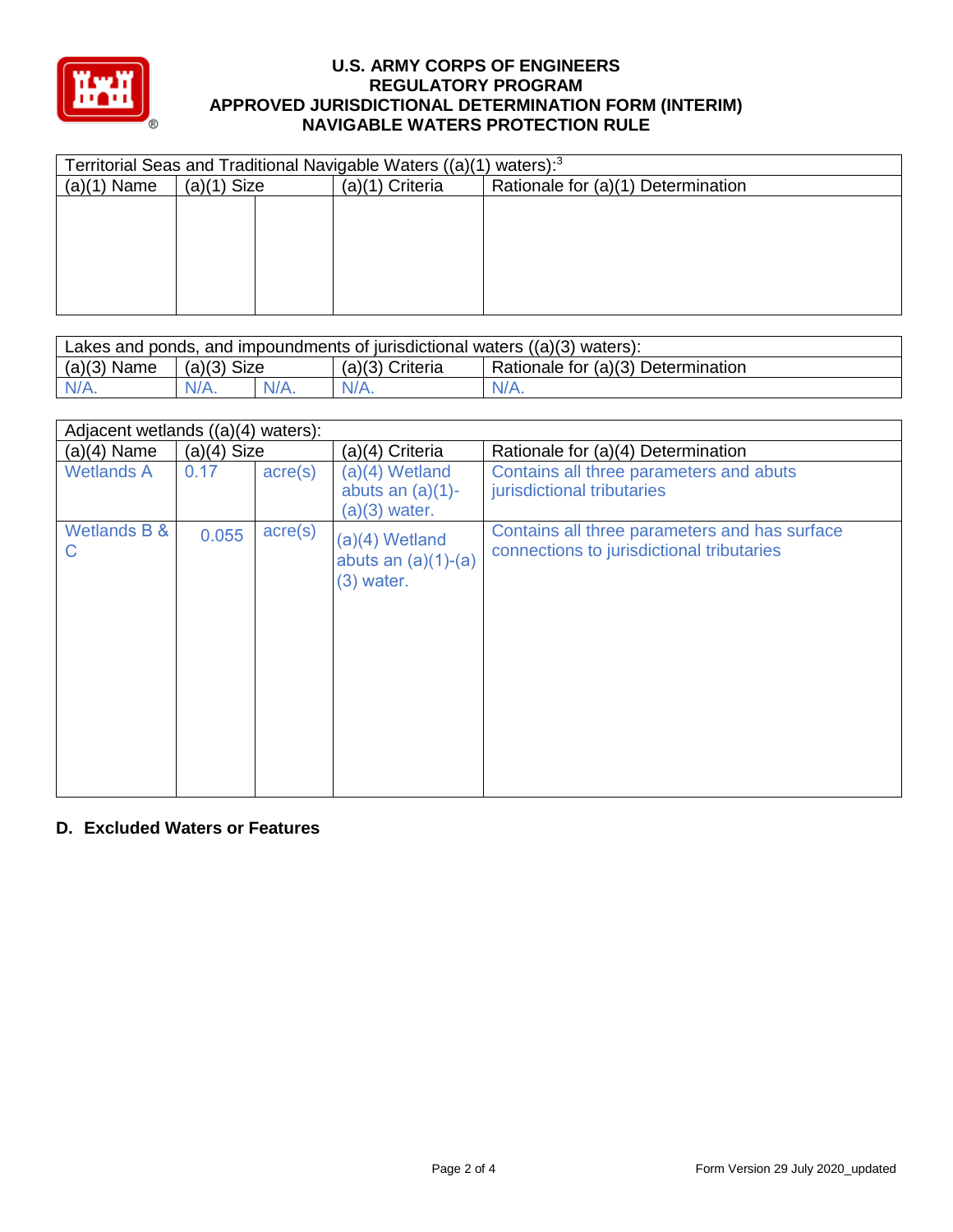# U.S. ARMY CORPS OF ENGINEERS
## REGULATORY PROGRAM
## APPROVED JURISDICTIONAL DETERMINATION FORM (INTERIM)
## NAVIGABLE WATERS PROTECTION RULE

| Territorial Seas and Traditional Navigable Waters ((a)(1) waters):[3] | | | | |
|---|---|---|---|---|
| (a)(1) Name | (a)(1) Size | | (a)(1) Criteria | Rationale for (a)(1) Determination |
| | | | | |

| Lakes and ponds, and impoundments of jurisdictional waters ((a)(3) waters): | | | | |
|---|---|---|---|---|
| (a)(3) Name | (a)(3) Size | | (a)(3) Criteria | Rationale for (a)(3) Determination |
| N/A. | N/A. | N/A. | N/A. | N/A. |

| Adjacent wetlands ((a)(4) waters): | | | | |
|---|---|---|---|---|
| (a)(4) Name | (a)(4) Size | | (a)(4) Criteria | Rationale for (a)(4) Determination |
| Wetlands A | 0.17 | acre(s) | (a)(4) Wetland abuts an (a)(1)-(a)(3) water. | Contains all three parameters and abuts jurisdictional tributaries |
| Wetlands B & C | 0.055 | acre(s) | (a)(4) Wetland abuts an (a)(1)-(a)(3) water. | Contains all three parameters and has surface connections to jurisdictional tributaries |

**D. Excluded Waters or Features**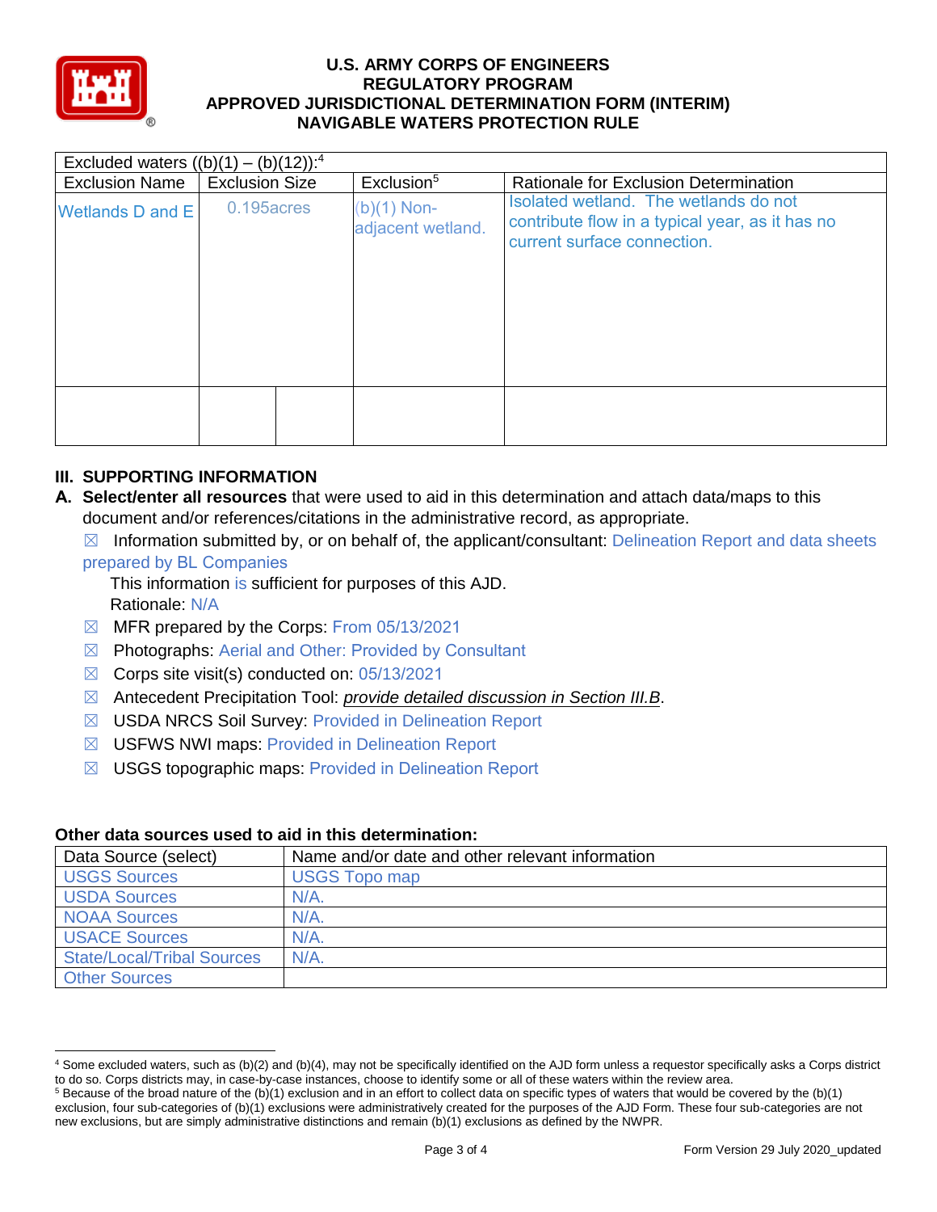Excluded waters ((b)(1) – (b)(12)):[4]

| Exclusion Name | Exclusion Size | | Exclusion[5] | Rationale for Exclusion Determination |
|---|---|---|---|---|
| Wetlands D and E | 0.195acres | | (b)(1) Non-adjacent wetland. | Isolated wetland. The wetlands do not contribute flow in a typical year, as it has no current surface connection. |
| | | | | |

## III. SUPPORTING INFORMATION

**A. Select/enter all resources** that were used to aid in this determination and attach data/maps to this document and/or references/citations in the administrative record, as appropriate.

☒ Information submitted by, or on behalf of, the applicant/consultant: Delineation Report and data sheets prepared by BL Companies

This information is sufficient for purposes of this AJD.

Rationale: N/A

☒ MFR prepared by the Corps: From 05/13/2021

☒ Photographs: Aerial and Other: Provided by Consultant

☒ Corps site visit(s) conducted on: 05/13/2021

☒ Antecedent Precipitation Tool: *provide detailed discussion in Section III.B*.

☒ USDA NRCS Soil Survey: Provided in Delineation Report

☒ USFWS NWI maps: Provided in Delineation Report

☒ USGS topographic maps: Provided in Delineation Report

**Other data sources used to aid in this determination:**

| Data Source (select) | Name and/or date and other relevant information |
|---|---|
| USGS Sources | USGS Topo map |
| USDA Sources | N/A. |
| NOAA Sources | N/A. |
| USACE Sources | N/A. |
| State/Local/Tribal Sources | N/A. |
| Other Sources | |

[4] Some excluded waters, such as (b)(2) and (b)(4), may not be specifically identified on the AJD form unless a requestor specifically asks a Corps district to do so. Corps districts may, in case-by-case instances, choose to identify some or all of these waters within the review area.

[5] Because of the broad nature of the (b)(1) exclusion and in an effort to collect data on specific types of waters that would be covered by the (b)(1) exclusion, four sub-categories of (b)(1) exclusions were administratively created for the purposes of the AJD Form. These four sub-categories are not new exclusions, but are simply administrative distinctions and remain (b)(1) exclusions as defined by the NWPR.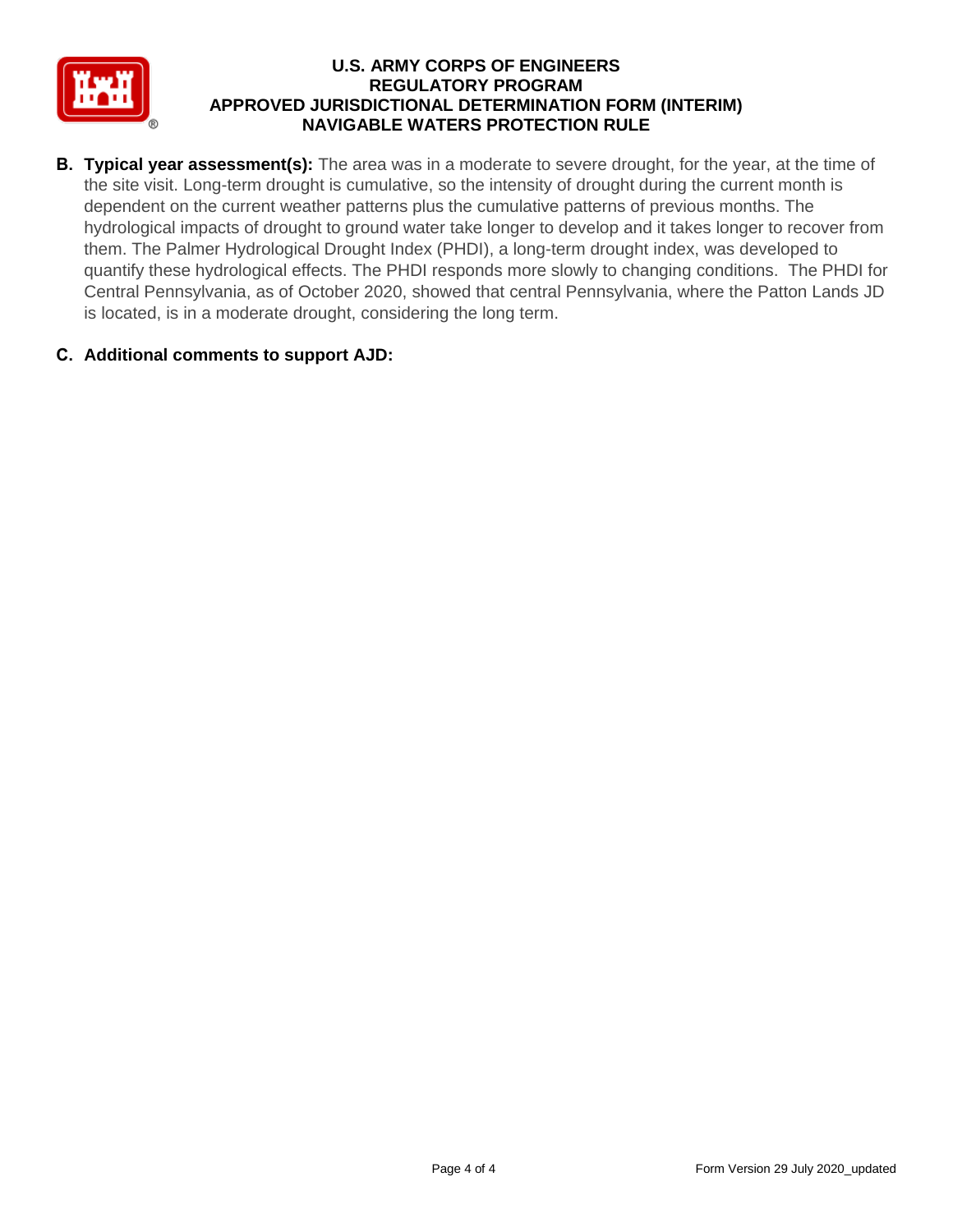**B. Typical year assessment(s):** The area was in a moderate to severe drought, for the year, at the time of the site visit. Long-term drought is cumulative, so the intensity of drought during the current month is dependent on the current weather patterns plus the cumulative patterns of previous months. The hydrological impacts of drought to ground water take longer to develop and it takes longer to recover from them. The Palmer Hydrological Drought Index (PHDI), a long-term drought index, was developed to quantify these hydrological effects. The PHDI responds more slowly to changing conditions. The PHDI for Central Pennsylvania, as of October 2020, showed that central Pennsylvania, where the Patton Lands JD is located, is in a moderate drought, considering the long term.

**C. Additional comments to support AJD:**